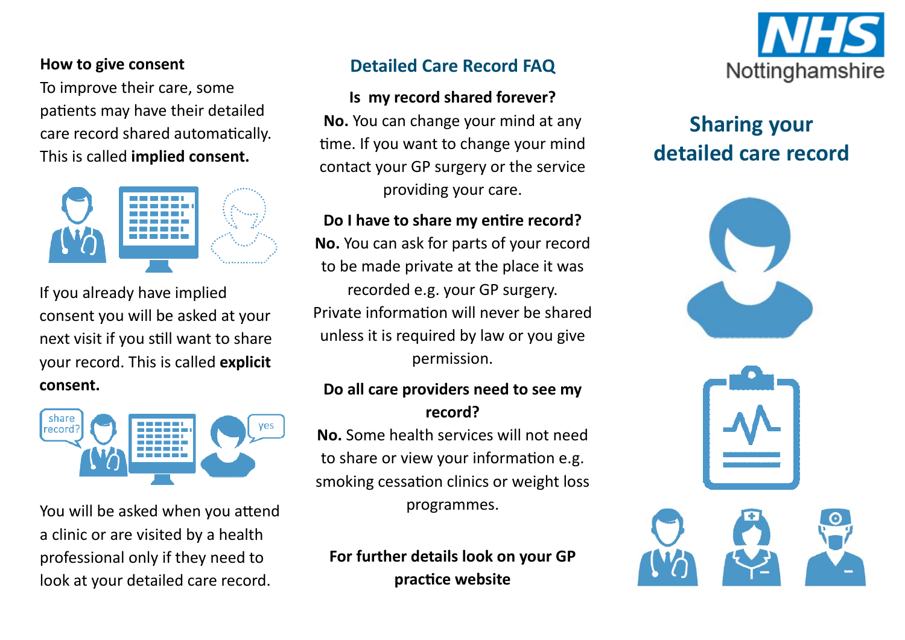**How to give consent**

To improve their care, some patients may have their detailed care record shared automatically. This is called **implied consent.**

If you already have implied consent you will be asked at your next visit if you still want to share your record. This is called **explicit consent.**

You will be asked when you attend a clinic or are visited by a health professional only if they need to look at your detailed care record.

## Detailed Care Record FAQ

**Is my record shared forever?**

**No.** You can change your mind at any time. If you want to change your mind contact your GP surgery or the service providing your care.

**Do I have to share my entire record?**

**No.** You can ask for parts of your record to be made private at the place it was recorded e.g. your GP surgery. Private information will never be shared unless it is required by law or you give permission.

**Do all care providers need to see my record?**

**No.** Some health services will not need to share or view your information e.g. smoking cessation clinics or weight loss programmes.

**For further details look on your GP practice website**

NHS Nottinghamshire

# Sharing your detailed care record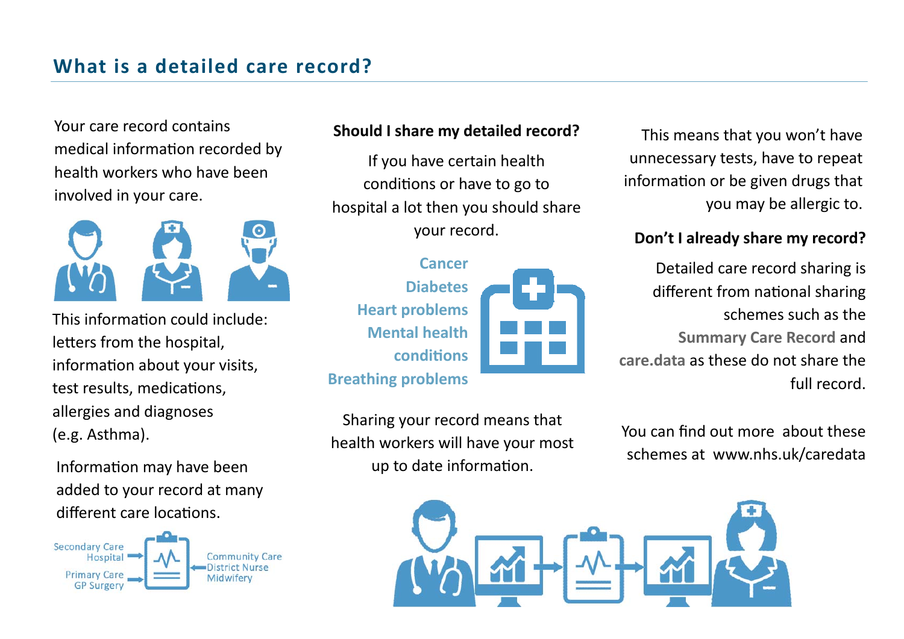## What is a detailed care record?

Your care record contains medical information recorded by health workers who have been involved in your care.

This information could include: letters from the hospital, information about your visits, test results, medications, allergies and diagnoses (e.g. Asthma).

Information may have been added to your record at many different care locations.

Secondary Care
Hospital
Primary Care
GP Surgery
Community Care
District Nurse
Midwifery

### Should I share my detailed record?

If you have certain health conditions or have to go to hospital a lot then you should share your record.

**Cancer**
**Diabetes**
**Heart problems**
**Mental health conditions**
**Breathing problems**

Sharing your record means that health workers will have your most up to date information.

This means that you won't have unnecessary tests, have to repeat information or be given drugs that you may be allergic to.

### Don't I already share my record?

Detailed care record sharing is different from national sharing schemes such as the **Summary Care Record** and **care.data** as these do not share the full record.

You can find out more about these schemes at www.nhs.uk/caredata